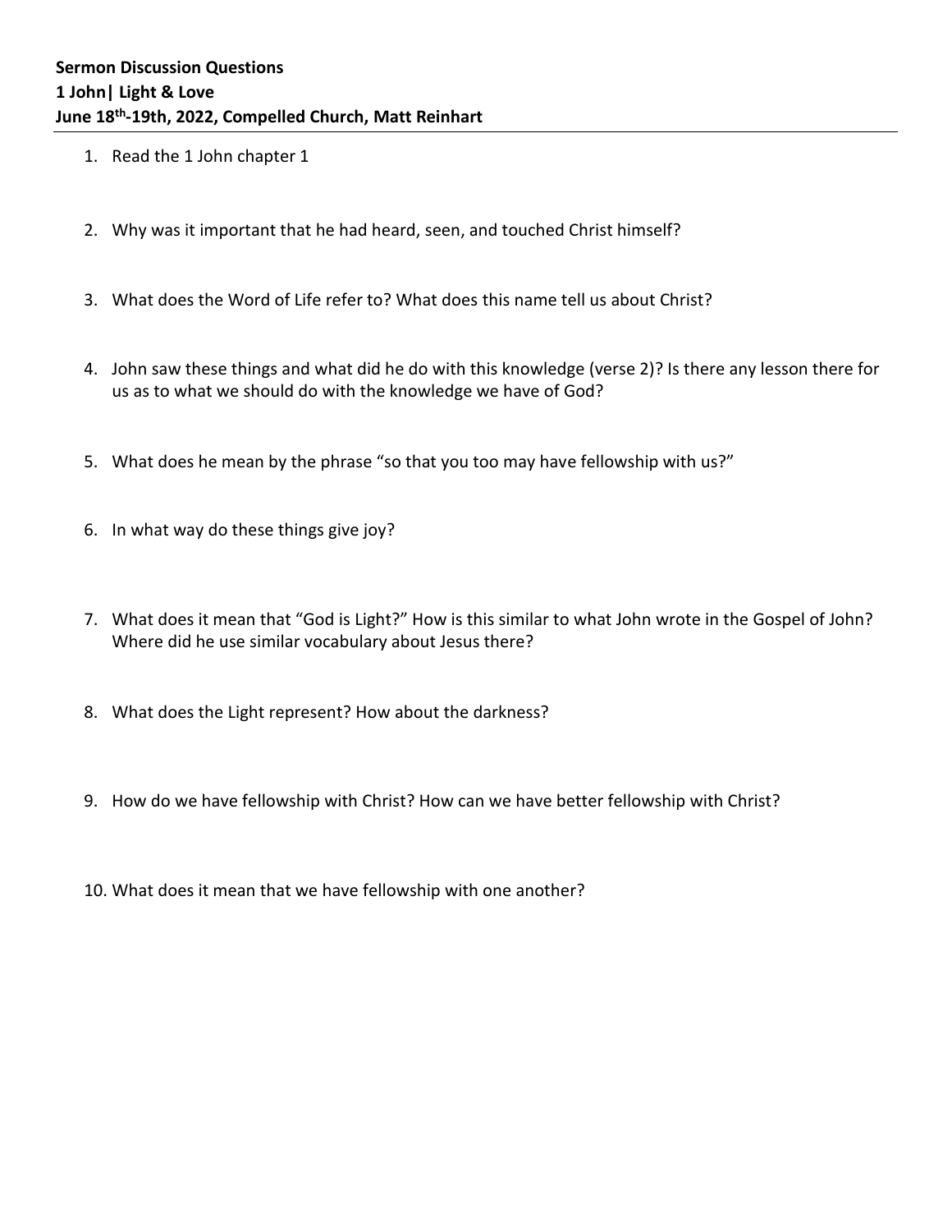**Sermon Discussion Questions**
**1 John| Light & Love**
**June 18th-19th, 2022, Compelled Church, Matt Reinhart**

1. Read the 1 John chapter 1
2. Why was it important that he had heard, seen, and touched Christ himself?
3. What does the Word of Life refer to? What does this name tell us about Christ?
4. John saw these things and what did he do with this knowledge (verse 2)? Is there any lesson there for us as to what we should do with the knowledge we have of God?
5. What does he mean by the phrase "so that you too may have fellowship with us?"
6. In what way do these things give joy?
7. What does it mean that "God is Light?" How is this similar to what John wrote in the Gospel of John? Where did he use similar vocabulary about Jesus there?
8. What does the Light represent? How about the darkness?
9. How do we have fellowship with Christ? How can we have better fellowship with Christ?
10. What does it mean that we have fellowship with one another?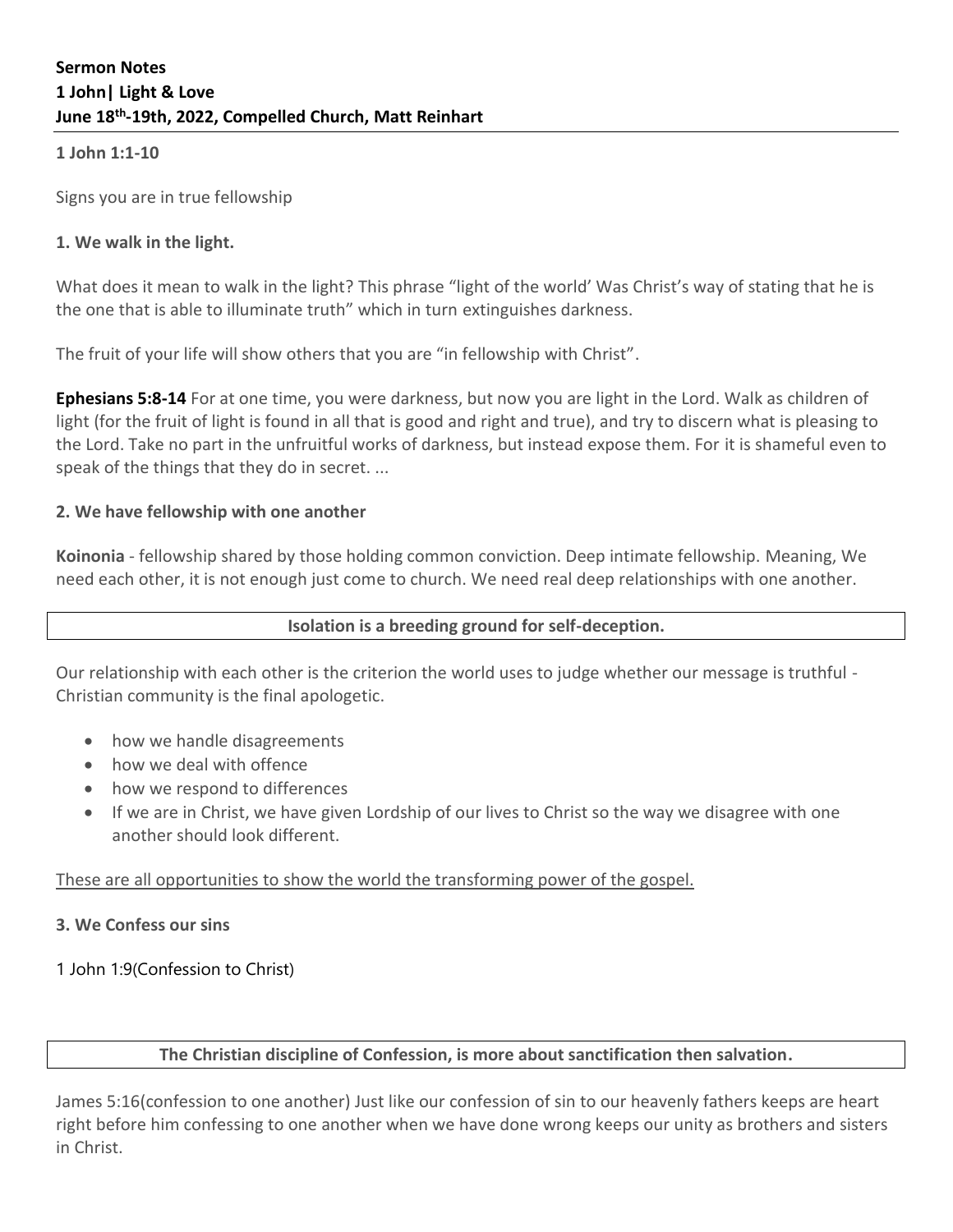**Sermon Notes**
**1 John| Light & Love**
**June 18th-19th, 2022, Compelled Church, Matt Reinhart**

---

**1 John 1:1-10**

Signs you are in true fellowship

**1. We walk in the light.**

What does it mean to walk in the light? This phrase "light of the world' Was Christ's way of stating that he is the one that is able to illuminate truth" which in turn extinguishes darkness.

The fruit of your life will show others that you are "in fellowship with Christ".

**Ephesians 5:8-14** For at one time, you were darkness, but now you are light in the Lord. Walk as children of light (for the fruit of light is found in all that is good and right and true), and try to discern what is pleasing to the Lord. Take no part in the unfruitful works of darkness, but instead expose them. For it is shameful even to speak of the things that they do in secret. ...

**2. We have fellowship with one another**

**Koinonia** - fellowship shared by those holding common conviction. Deep intimate fellowship. Meaning, We need each other, it is not enough just come to church. We need real deep relationships with one another.

**Isolation is a breeding ground for self-deception.**

Our relationship with each other is the criterion the world uses to judge whether our message is truthful - Christian community is the final apologetic.

- how we handle disagreements
- how we deal with offence
- how we respond to differences
- If we are in Christ, we have given Lordship of our lives to Christ so the way we disagree with one another should look different.

<u>These are all opportunities to show the world the transforming power of the gospel.</u>

**3. We Confess our sins**

1 John 1:9(Confession to Christ)

**The Christian discipline of Confession, is more about sanctification then salvation.**

James 5:16(confession to one another) Just like our confession of sin to our heavenly fathers keeps are heart right before him confessing to one another when we have done wrong keeps our unity as brothers and sisters in Christ.